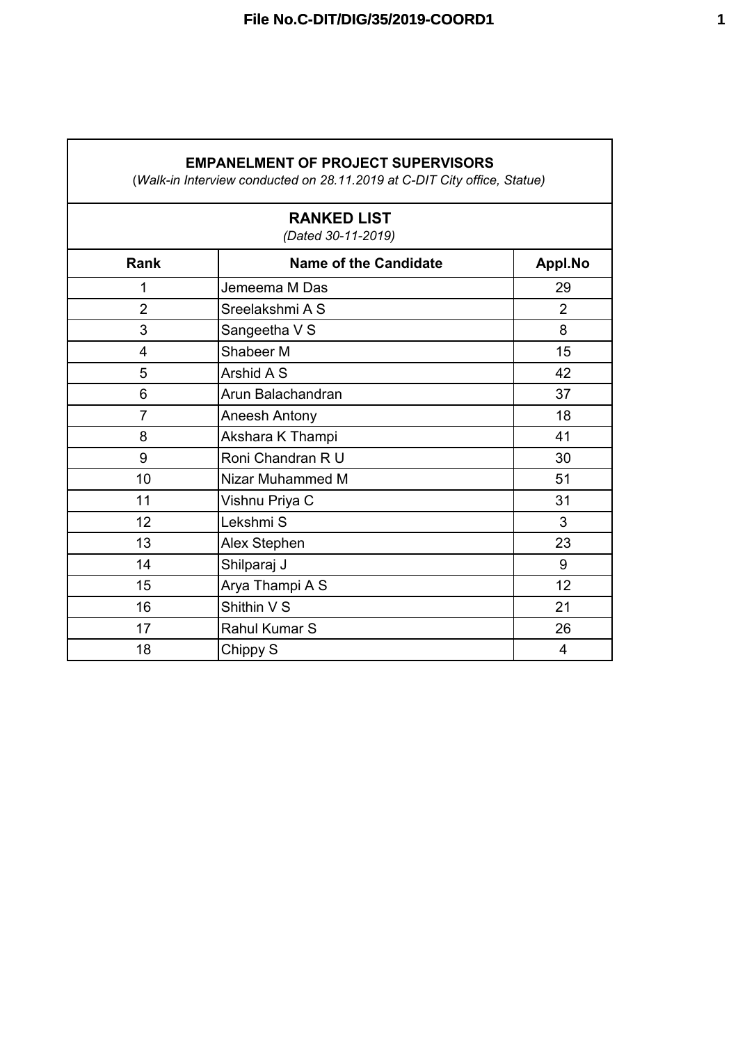## EMPANELMENT OF PROJECT SUPERVISORS

(*Walk-in Interview conducted on 28.11.2019 at C-DIT City office, Statue)*

## RANKED LIST

*(Dated 30-11-2019)*

| Rank | Name of the Candidate | Appl.No |
|---|---|---|
| 1 | Jemeema M Das | 29 |
| 2 | Sreelakshmi A S | 2 |
| 3 | Sangeetha V S | 8 |
| 4 | Shabeer M | 15 |
| 5 | Arshid A S | 42 |
| 6 | Arun Balachandran | 37 |
| 7 | Aneesh Antony | 18 |
| 8 | Akshara K Thampi | 41 |
| 9 | Roni Chandran R U | 30 |
| 10 | Nizar Muhammed M | 51 |
| 11 | Vishnu Priya C | 31 |
| 12 | Lekshmi S | 3 |
| 13 | Alex Stephen | 23 |
| 14 | Shilparaj J | 9 |
| 15 | Arya Thampi A S | 12 |
| 16 | Shithin V S | 21 |
| 17 | Rahul Kumar S | 26 |
| 18 | Chippy S | 4 |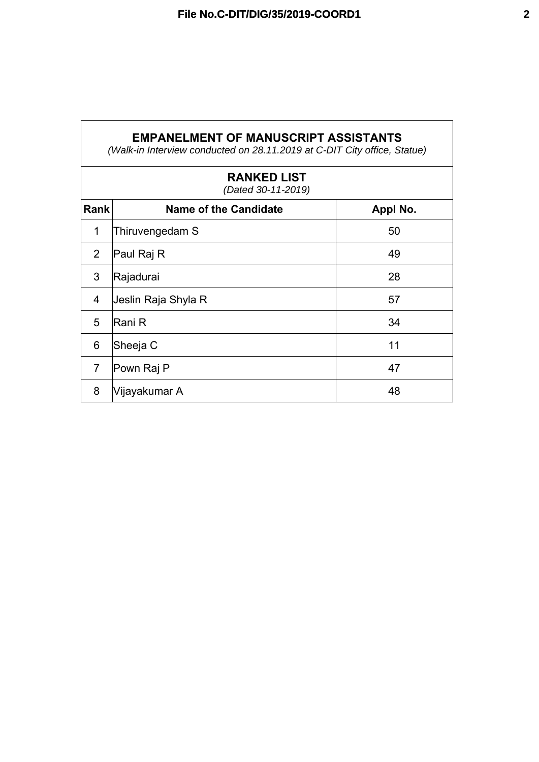## EMPANELMENT OF MANUSCRIPT ASSISTANTS

*(Walk-in Interview conducted on 28.11.2019 at C-DIT City office, Statue)*

### RANKED LIST

*(Dated 30-11-2019)*

| Rank | Name of the Candidate | Appl No. |
|---|---|---|
| 1 | Thiruvengedam S | 50 |
| 2 | Paul Raj R | 49 |
| 3 | Rajadurai | 28 |
| 4 | Jeslin Raja Shyla R | 57 |
| 5 | Rani R | 34 |
| 6 | Sheeja C | 11 |
| 7 | Pown Raj P | 47 |
| 8 | Vijayakumar A | 48 |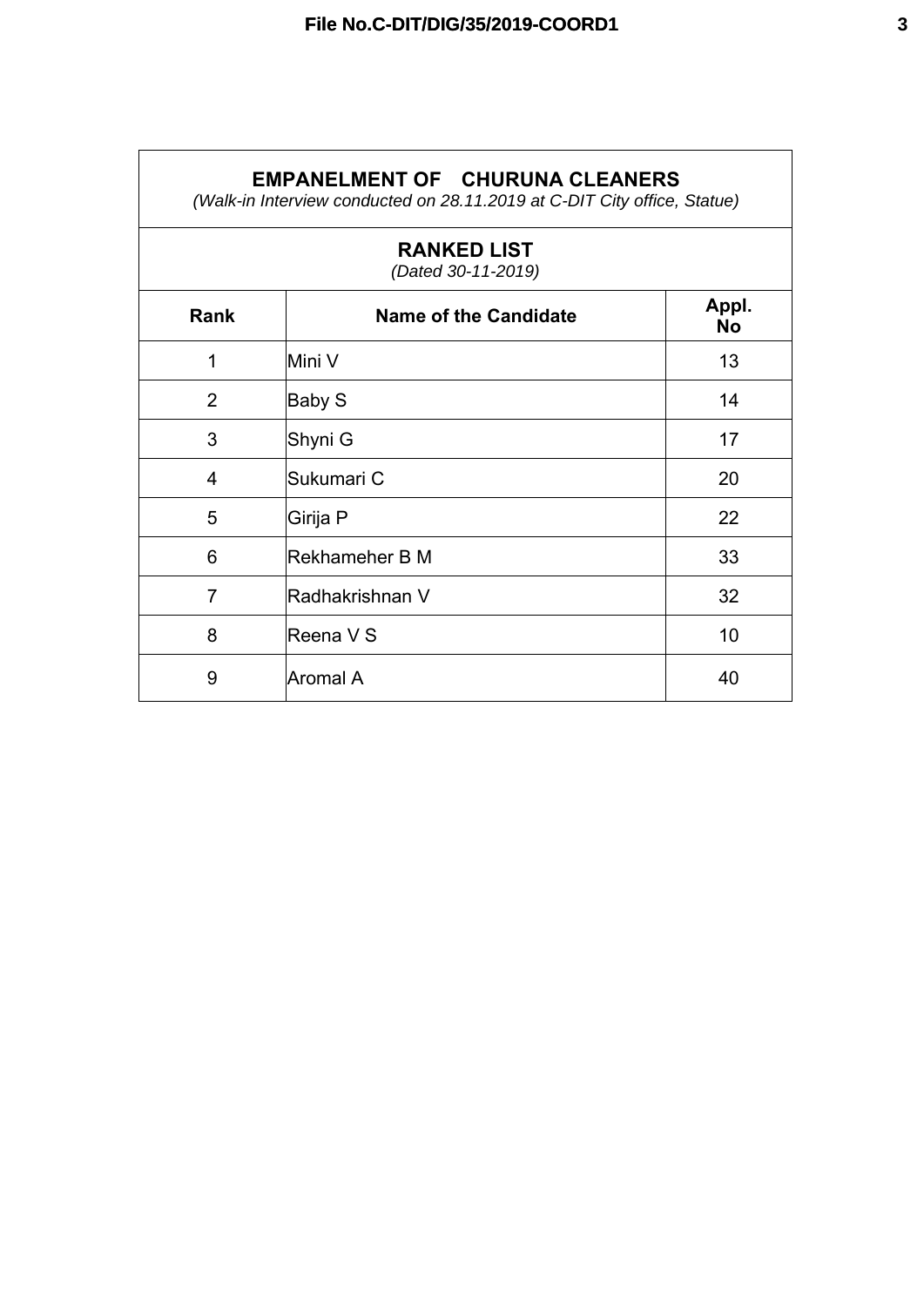## EMPANELMENT OF CHURUNA CLEANERS

*(Walk-in Interview conducted on 28.11.2019 at C-DIT City office, Statue)*

## RANKED LIST

*(Dated 30-11-2019)*

| Rank | Name of the Candidate | Appl. No |
|---|---|---|
| 1 | Mini V | 13 |
| 2 | Baby S | 14 |
| 3 | Shyni G | 17 |
| 4 | Sukumari C | 20 |
| 5 | Girija P | 22 |
| 6 | Rekhameher B M | 33 |
| 7 | Radhakrishnan V | 32 |
| 8 | Reena V S | 10 |
| 9 | Aromal A | 40 |